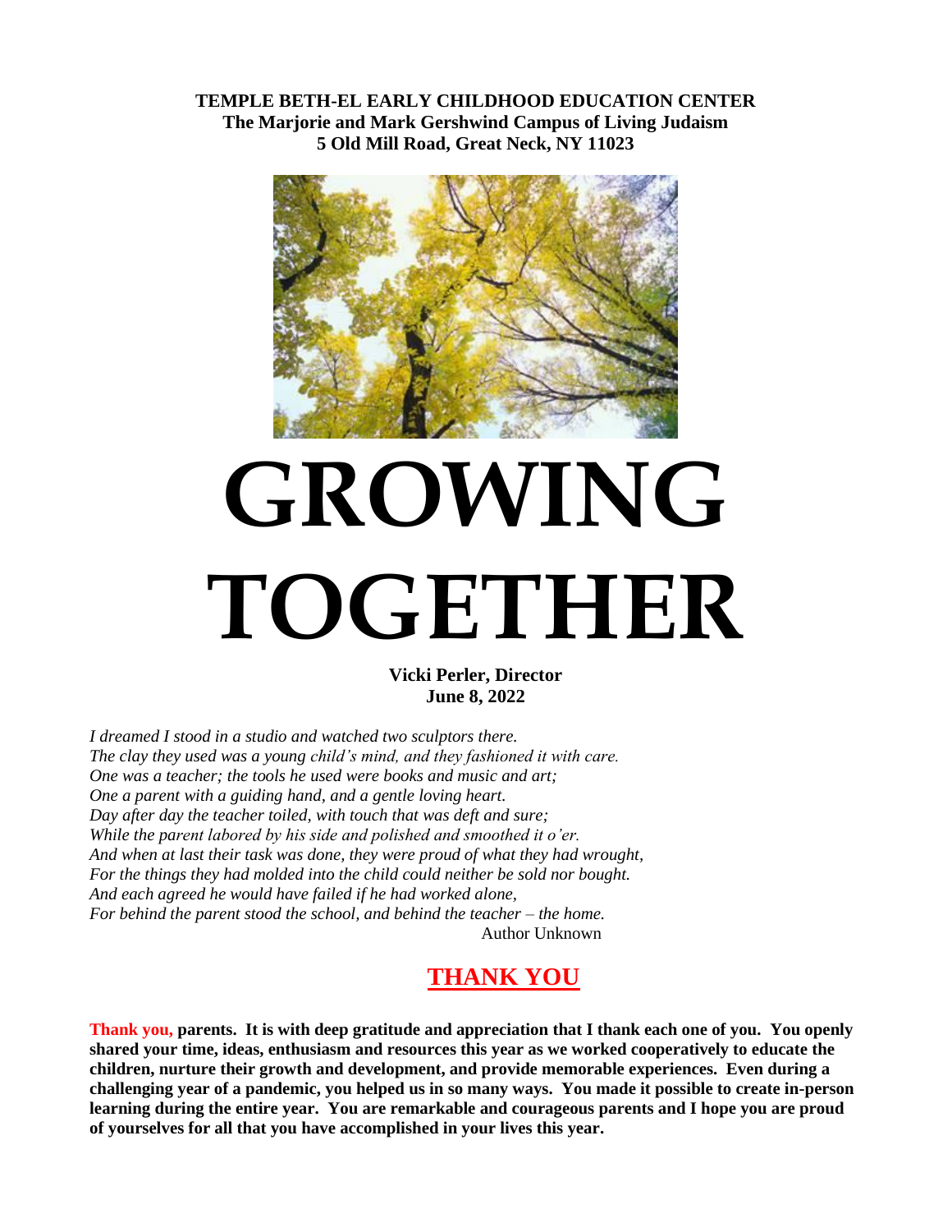**TEMPLE BETH-EL EARLY CHILDHOOD EDUCATION CENTER**
**The Marjorie and Mark Gershwind Campus of Living Judaism**
**5 Old Mill Road, Great Neck, NY 11023**

# GROWING TOGETHER

**Vicki Perler, Director**
**June 8, 2022**

*I dreamed I stood in a studio and watched two sculptors there.*
*The clay they used was a young child's mind, and they fashioned it with care.*
*One was a teacher; the tools he used were books and music and art;*
*One a parent with a guiding hand, and a gentle loving heart.*
*Day after day the teacher toiled, with touch that was deft and sure;*
*While the parent labored by his side and polished and smoothed it o'er.*
*And when at last their task was done, they were proud of what they had wrought,*
*For the things they had molded into the child could neither be sold nor bought.*
*And each agreed he would have failed if he had worked alone,*
*For behind the parent stood the school, and behind the teacher – the home.*
Author Unknown

## THANK YOU

**Thank you, parents. It is with deep gratitude and appreciation that I thank each one of you. You openly shared your time, ideas, enthusiasm and resources this year as we worked cooperatively to educate the children, nurture their growth and development, and provide memorable experiences. Even during a challenging year of a pandemic, you helped us in so many ways. You made it possible to create in-person learning during the entire year. You are remarkable and courageous parents and I hope you are proud of yourselves for all that you have accomplished in your lives this year.**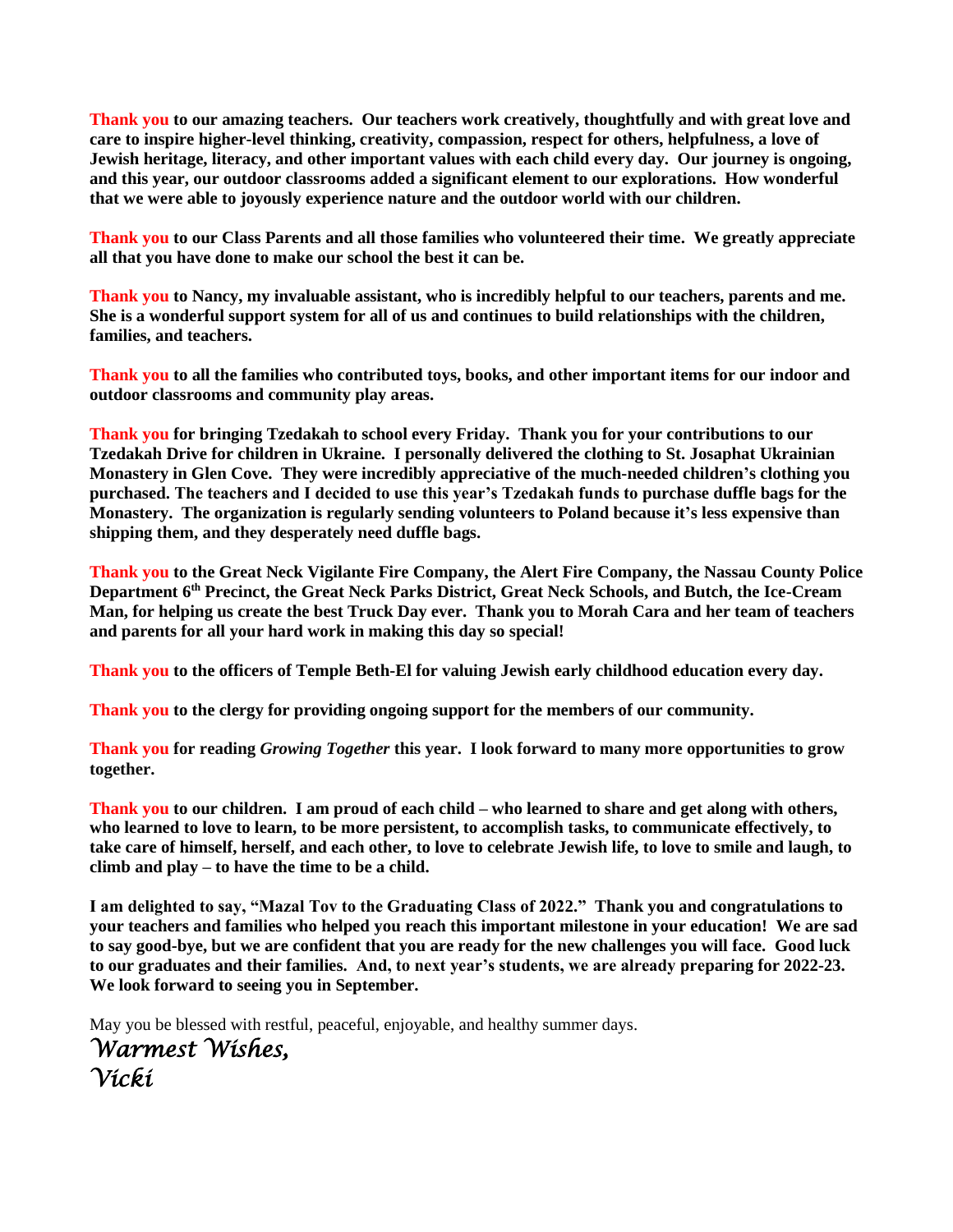**Thank you to our amazing teachers. Our teachers work creatively, thoughtfully and with great love and care to inspire higher-level thinking, creativity, compassion, respect for others, helpfulness, a love of Jewish heritage, literacy, and other important values with each child every day. Our journey is ongoing, and this year, our outdoor classrooms added a significant element to our explorations. How wonderful that we were able to joyously experience nature and the outdoor world with our children.**

**Thank you to our Class Parents and all those families who volunteered their time. We greatly appreciate all that you have done to make our school the best it can be.**

**Thank you to Nancy, my invaluable assistant, who is incredibly helpful to our teachers, parents and me. She is a wonderful support system for all of us and continues to build relationships with the children, families, and teachers.**

**Thank you to all the families who contributed toys, books, and other important items for our indoor and outdoor classrooms and community play areas.**

**Thank you for bringing Tzedakah to school every Friday. Thank you for your contributions to our Tzedakah Drive for children in Ukraine. I personally delivered the clothing to St. Josaphat Ukrainian Monastery in Glen Cove. They were incredibly appreciative of the much-needed children's clothing you purchased. The teachers and I decided to use this year's Tzedakah funds to purchase duffle bags for the Monastery. The organization is regularly sending volunteers to Poland because it's less expensive than shipping them, and they desperately need duffle bags.**

**Thank you to the Great Neck Vigilante Fire Company, the Alert Fire Company, the Nassau County Police Department 6th Precinct, the Great Neck Parks District, Great Neck Schools, and Butch, the Ice-Cream Man, for helping us create the best Truck Day ever. Thank you to Morah Cara and her team of teachers and parents for all your hard work in making this day so special!**

**Thank you to the officers of Temple Beth-El for valuing Jewish early childhood education every day.**

**Thank you to the clergy for providing ongoing support for the members of our community.**

**Thank you for reading *Growing Together* this year. I look forward to many more opportunities to grow together.**

**Thank you to our children. I am proud of each child – who learned to share and get along with others, who learned to love to learn, to be more persistent, to accomplish tasks, to communicate effectively, to take care of himself, herself, and each other, to love to celebrate Jewish life, to love to smile and laugh, to climb and play – to have the time to be a child.**

**I am delighted to say, "Mazal Tov to the Graduating Class of 2022." Thank you and congratulations to your teachers and families who helped you reach this important milestone in your education! We are sad to say good-bye, but we are confident that you are ready for the new challenges you will face. Good luck to our graduates and their families. And, to next year's students, we are already preparing for 2022-23. We look forward to seeing you in September.**

May you be blessed with restful, peaceful, enjoyable, and healthy summer days.

*Warmest Wishes,*
*Vicki*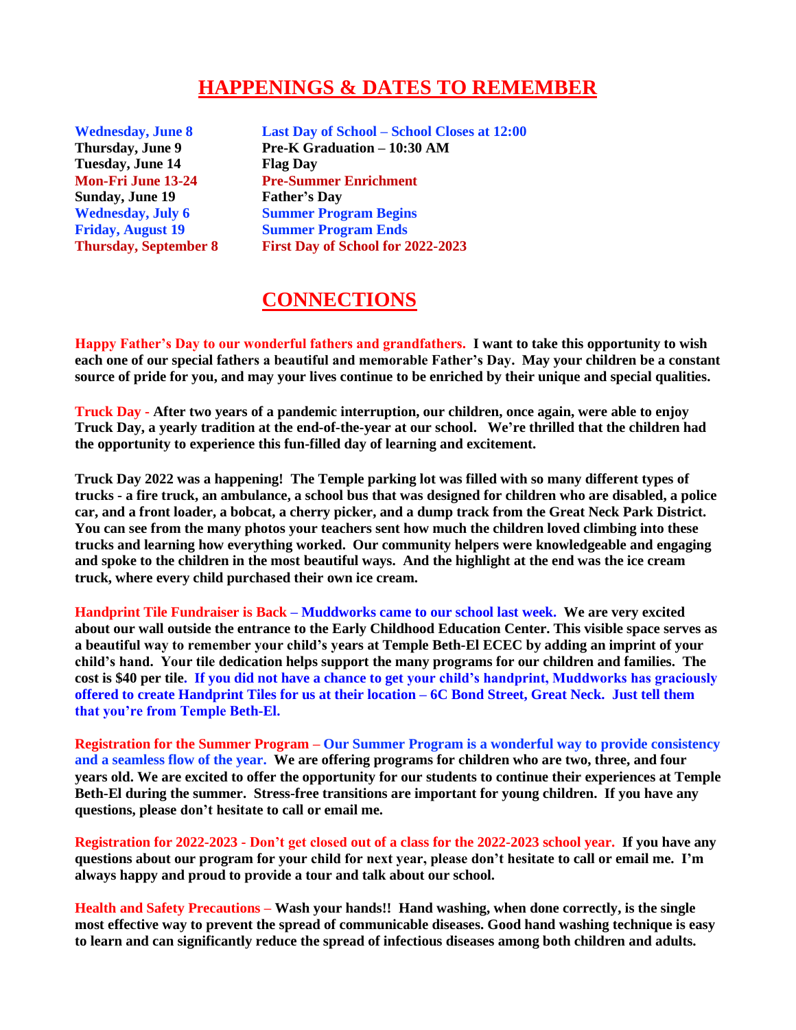# HAPPENINGS & DATES TO REMEMBER

| | |
|---|---|
| **Wednesday, June 8** | **Last Day of School – School Closes at 12:00** |
| **Thursday, June 9** | **Pre-K Graduation – 10:30 AM** |
| **Tuesday, June 14** | **Flag Day** |
| **Mon-Fri June 13-24** | **Pre-Summer Enrichment** |
| **Sunday, June 19** | **Father's Day** |
| **Wednesday, July 6** | **Summer Program Begins** |
| **Friday, August 19** | **Summer Program Ends** |
| **Thursday, September 8** | **First Day of School for 2022-2023** |

# CONNECTIONS

**Happy Father's Day to our wonderful fathers and grandfathers. I want to take this opportunity to wish each one of our special fathers a beautiful and memorable Father's Day. May your children be a constant source of pride for you, and may your lives continue to be enriched by their unique and special qualities.**

**Truck Day - After two years of a pandemic interruption, our children, once again, were able to enjoy Truck Day, a yearly tradition at the end-of-the-year at our school. We're thrilled that the children had the opportunity to experience this fun-filled day of learning and excitement.**

**Truck Day 2022 was a happening! The Temple parking lot was filled with so many different types of trucks - a fire truck, an ambulance, a school bus that was designed for children who are disabled, a police car, and a front loader, a bobcat, a cherry picker, and a dump track from the Great Neck Park District. You can see from the many photos your teachers sent how much the children loved climbing into these trucks and learning how everything worked. Our community helpers were knowledgeable and engaging and spoke to the children in the most beautiful ways. And the highlight at the end was the ice cream truck, where every child purchased their own ice cream.**

**Handprint Tile Fundraiser is Back – Muddworks came to our school last week. We are very excited about our wall outside the entrance to the Early Childhood Education Center. This visible space serves as a beautiful way to remember your child's years at Temple Beth-El ECEC by adding an imprint of your child's hand. Your tile dedication helps support the many programs for our children and families. The cost is $40 per tile. If you did not have a chance to get your child's handprint, Muddworks has graciously offered to create Handprint Tiles for us at their location – 6C Bond Street, Great Neck. Just tell them that you're from Temple Beth-El.**

**Registration for the Summer Program – Our Summer Program is a wonderful way to provide consistency and a seamless flow of the year. We are offering programs for children who are two, three, and four years old. We are excited to offer the opportunity for our students to continue their experiences at Temple Beth-El during the summer. Stress-free transitions are important for young children. If you have any questions, please don't hesitate to call or email me.**

**Registration for 2022-2023 - Don't get closed out of a class for the 2022-2023 school year. If you have any questions about our program for your child for next year, please don't hesitate to call or email me. I'm always happy and proud to provide a tour and talk about our school.**

**Health and Safety Precautions – Wash your hands!! Hand washing, when done correctly, is the single most effective way to prevent the spread of communicable diseases. Good hand washing technique is easy to learn and can significantly reduce the spread of infectious diseases among both children and adults.**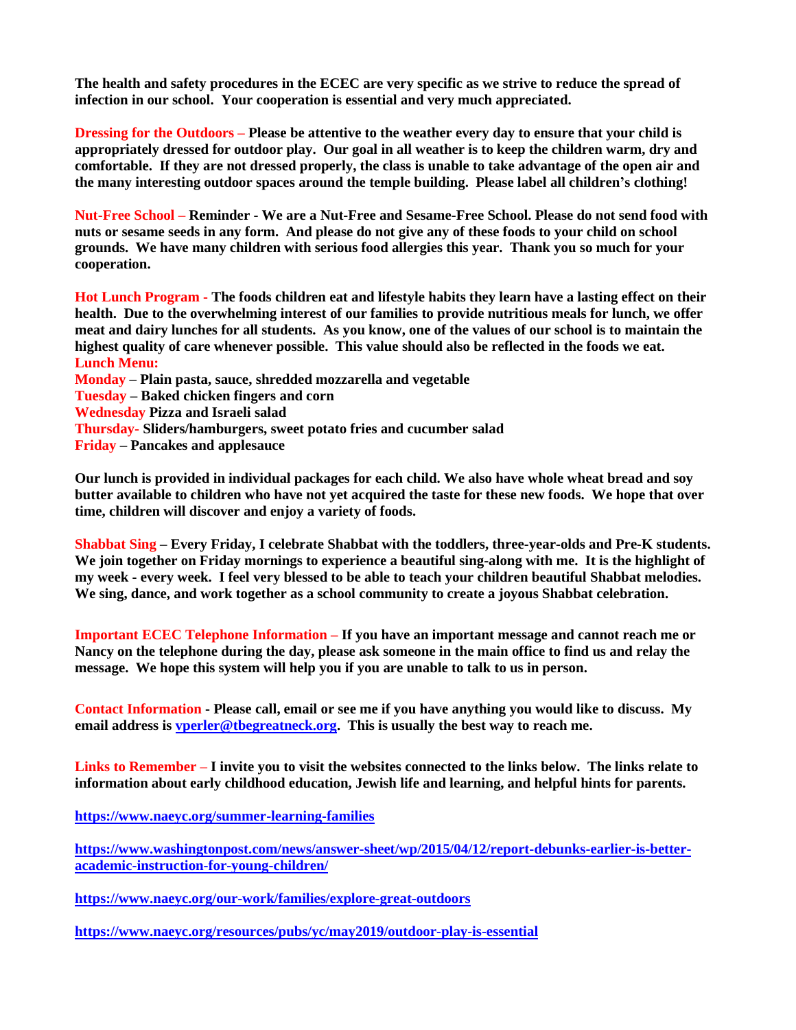**The health and safety procedures in the ECEC are very specific as we strive to reduce the spread of infection in our school. Your cooperation is essential and very much appreciated.**

**Dressing for the Outdoors – Please be attentive to the weather every day to ensure that your child is appropriately dressed for outdoor play. Our goal in all weather is to keep the children warm, dry and comfortable. If they are not dressed properly, the class is unable to take advantage of the open air and the many interesting outdoor spaces around the temple building. Please label all children's clothing!**

**Nut-Free School – Reminder - We are a Nut-Free and Sesame-Free School. Please do not send food with nuts or sesame seeds in any form. And please do not give any of these foods to your child on school grounds. We have many children with serious food allergies this year. Thank you so much for your cooperation.**

**Hot Lunch Program - The foods children eat and lifestyle habits they learn have a lasting effect on their health. Due to the overwhelming interest of our families to provide nutritious meals for lunch, we offer meat and dairy lunches for all students. As you know, one of the values of our school is to maintain the highest quality of care whenever possible. This value should also be reflected in the foods we eat.**

**Lunch Menu:**

**Monday – Plain pasta, sauce, shredded mozzarella and vegetable**

**Tuesday – Baked chicken fingers and corn**

**Wednesday Pizza and Israeli salad**

**Thursday- Sliders/hamburgers, sweet potato fries and cucumber salad**

**Friday – Pancakes and applesauce**

**Our lunch is provided in individual packages for each child. We also have whole wheat bread and soy butter available to children who have not yet acquired the taste for these new foods. We hope that over time, children will discover and enjoy a variety of foods.**

**Shabbat Sing – Every Friday, I celebrate Shabbat with the toddlers, three-year-olds and Pre-K students. We join together on Friday mornings to experience a beautiful sing-along with me. It is the highlight of my week - every week. I feel very blessed to be able to teach your children beautiful Shabbat melodies. We sing, dance, and work together as a school community to create a joyous Shabbat celebration.**

**Important ECEC Telephone Information – If you have an important message and cannot reach me or Nancy on the telephone during the day, please ask someone in the main office to find us and relay the message. We hope this system will help you if you are unable to talk to us in person.**

**Contact Information - Please call, email or see me if you have anything you would like to discuss. My email address is [vperler@tbegreatneck.org](mailto:vperler@tbegreatneck.org). This is usually the best way to reach me.**

**Links to Remember – I invite you to visit the websites connected to the links below. The links relate to information about early childhood education, Jewish life and learning, and helpful hints for parents.**

**https://www.naeyc.org/summer-learning-families**

**https://www.washingtonpost.com/news/answer-sheet/wp/2015/04/12/report-debunks-earlier-is-better-academic-instruction-for-young-children/**

**https://www.naeyc.org/our-work/families/explore-great-outdoors**

**https://www.naeyc.org/resources/pubs/yc/may2019/outdoor-play-is-essential**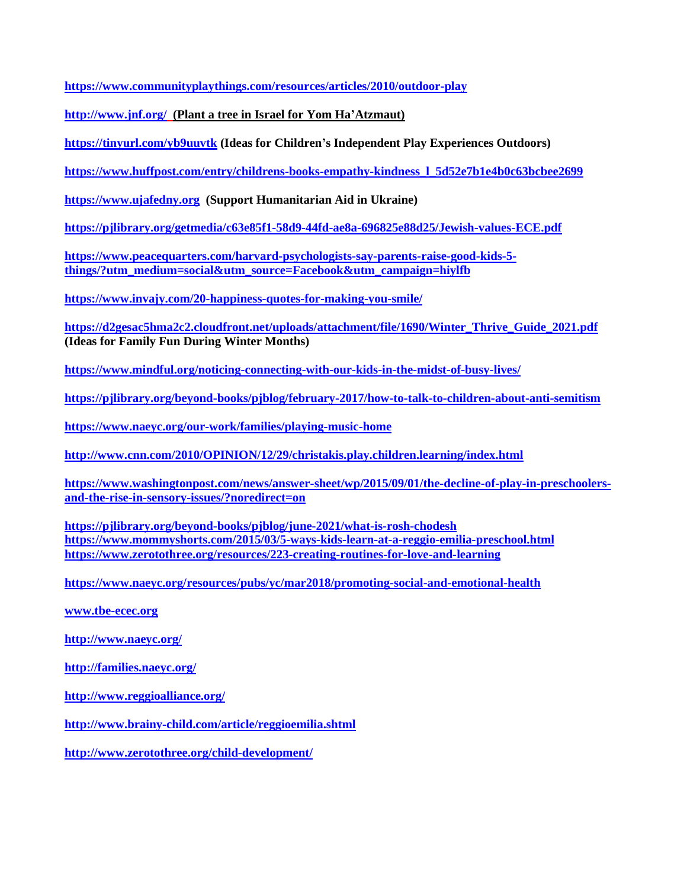**https://www.communityplaythings.com/resources/articles/2010/outdoor-play**

**http://www.jnf.org/ (Plant a tree in Israel for Yom Ha'Atzmaut)**

**https://tinyurl.com/yb9uuvtk (Ideas for Children's Independent Play Experiences Outdoors)**

**https://www.huffpost.com/entry/childrens-books-empathy-kindness_l_5d52e7b1e4b0c63bcbee2699**

**https://www.ujafedny.org (Support Humanitarian Aid in Ukraine)**

**https://pjlibrary.org/getmedia/c63e85f1-58d9-44fd-ae8a-696825e88d25/Jewish-values-ECE.pdf**

**https://www.peacequarters.com/harvard-psychologists-say-parents-raise-good-kids-5-things/?utm_medium=social&utm_source=Facebook&utm_campaign=hiylfb**

**https://www.invajy.com/20-happiness-quotes-for-making-you-smile/**

**https://d2gesac5hma2c2.cloudfront.net/uploads/attachment/file/1690/Winter_Thrive_Guide_2021.pdf (Ideas for Family Fun During Winter Months)**

**https://www.mindful.org/noticing-connecting-with-our-kids-in-the-midst-of-busy-lives/**

**https://pjlibrary.org/beyond-books/pjblog/february-2017/how-to-talk-to-children-about-anti-semitism**

**https://www.naeyc.org/our-work/families/playing-music-home**

**http://www.cnn.com/2010/OPINION/12/29/christakis.play.children.learning/index.html**

**https://www.washingtonpost.com/news/answer-sheet/wp/2015/09/01/the-decline-of-play-in-preschoolers-and-the-rise-in-sensory-issues/?noredirect=on**

**https://pjlibrary.org/beyond-books/pjblog/june-2021/what-is-rosh-chodesh**
**https://www.mommyshorts.com/2015/03/5-ways-kids-learn-at-a-reggio-emilia-preschool.html**
**https://www.zerotothree.org/resources/223-creating-routines-for-love-and-learning**

**https://www.naeyc.org/resources/pubs/yc/mar2018/promoting-social-and-emotional-health**

**www.tbe-ecec.org**

**http://www.naeyc.org/**

**http://families.naeyc.org/**

**http://www.reggioalliance.org/**

**http://www.brainy-child.com/article/reggioemilia.shtml**

**http://www.zerotothree.org/child-development/**